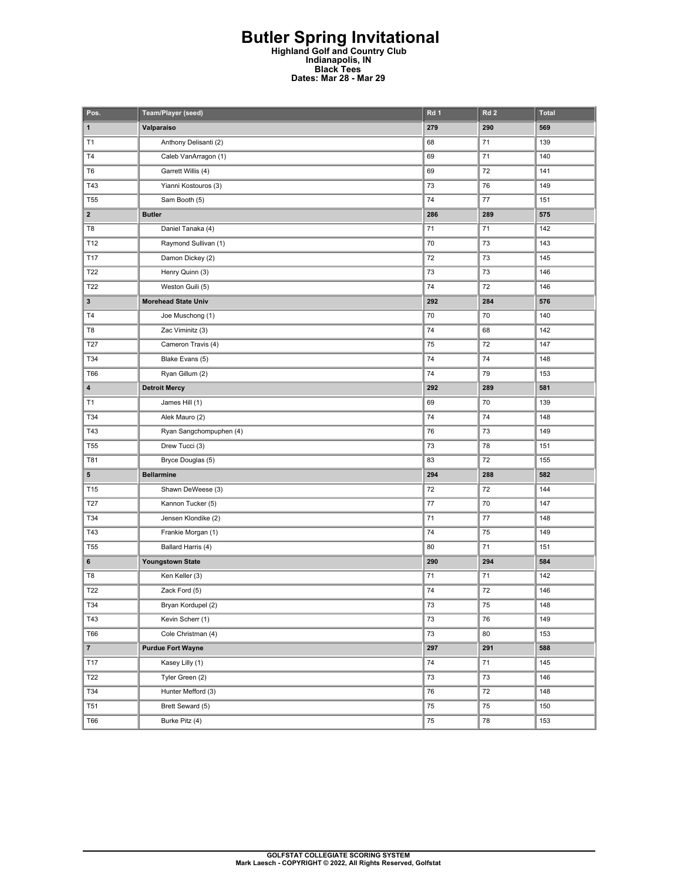# Butler Spring Invitational

**Highland Golf and Country Club**
**Indianapolis, IN**
**Black Tees**
**Dates: Mar 28 - Mar 29**

| Pos. | Team/Player (seed) | Rd 1 | Rd 2 | Total |
|---|---|---|---|---|
| **1** | **Valparaiso** | **279** | **290** | **569** |
| T1 | Anthony Delisanti (2) | 68 | 71 | 139 |
| T4 | Caleb VanArragon (1) | 69 | 71 | 140 |
| T6 | Garrett Willis (4) | 69 | 72 | 141 |
| T43 | Yianni Kostouros (3) | 73 | 76 | 149 |
| T55 | Sam Booth (5) | 74 | 77 | 151 |
| **2** | **Butler** | **286** | **289** | **575** |
| T8 | Daniel Tanaka (4) | 71 | 71 | 142 |
| T12 | Raymond Sullivan (1) | 70 | 73 | 143 |
| T17 | Damon Dickey (2) | 72 | 73 | 145 |
| T22 | Henry Quinn (3) | 73 | 73 | 146 |
| T22 | Weston Guili (5) | 74 | 72 | 146 |
| **3** | **Morehead State Univ** | **292** | **284** | **576** |
| T4 | Joe Muschong (1) | 70 | 70 | 140 |
| T8 | Zac Viminitz (3) | 74 | 68 | 142 |
| T27 | Cameron Travis (4) | 75 | 72 | 147 |
| T34 | Blake Evans (5) | 74 | 74 | 148 |
| T66 | Ryan Gillum (2) | 74 | 79 | 153 |
| **4** | **Detroit Mercy** | **292** | **289** | **581** |
| T1 | James Hill (1) | 69 | 70 | 139 |
| T34 | Alek Mauro (2) | 74 | 74 | 148 |
| T43 | Ryan Sangchompuphen (4) | 76 | 73 | 149 |
| T55 | Drew Tucci (3) | 73 | 78 | 151 |
| T81 | Bryce Douglas (5) | 83 | 72 | 155 |
| **5** | **Bellarmine** | **294** | **288** | **582** |
| T15 | Shawn DeWeese (3) | 72 | 72 | 144 |
| T27 | Kannon Tucker (5) | 77 | 70 | 147 |
| T34 | Jensen Klondike (2) | 71 | 77 | 148 |
| T43 | Frankie Morgan (1) | 74 | 75 | 149 |
| T55 | Ballard Harris (4) | 80 | 71 | 151 |
| **6** | **Youngstown State** | **290** | **294** | **584** |
| T8 | Ken Keller (3) | 71 | 71 | 142 |
| T22 | Zack Ford (5) | 74 | 72 | 146 |
| T34 | Bryan Kordupel (2) | 73 | 75 | 148 |
| T43 | Kevin Scherr (1) | 73 | 76 | 149 |
| T66 | Cole Christman (4) | 73 | 80 | 153 |
| **7** | **Purdue Fort Wayne** | **297** | **291** | **588** |
| T17 | Kasey Lilly (1) | 74 | 71 | 145 |
| T22 | Tyler Green (2) | 73 | 73 | 146 |
| T34 | Hunter Mefford (3) | 76 | 72 | 148 |
| T51 | Brett Seward (5) | 75 | 75 | 150 |
| T66 | Burke Pitz (4) | 75 | 78 | 153 |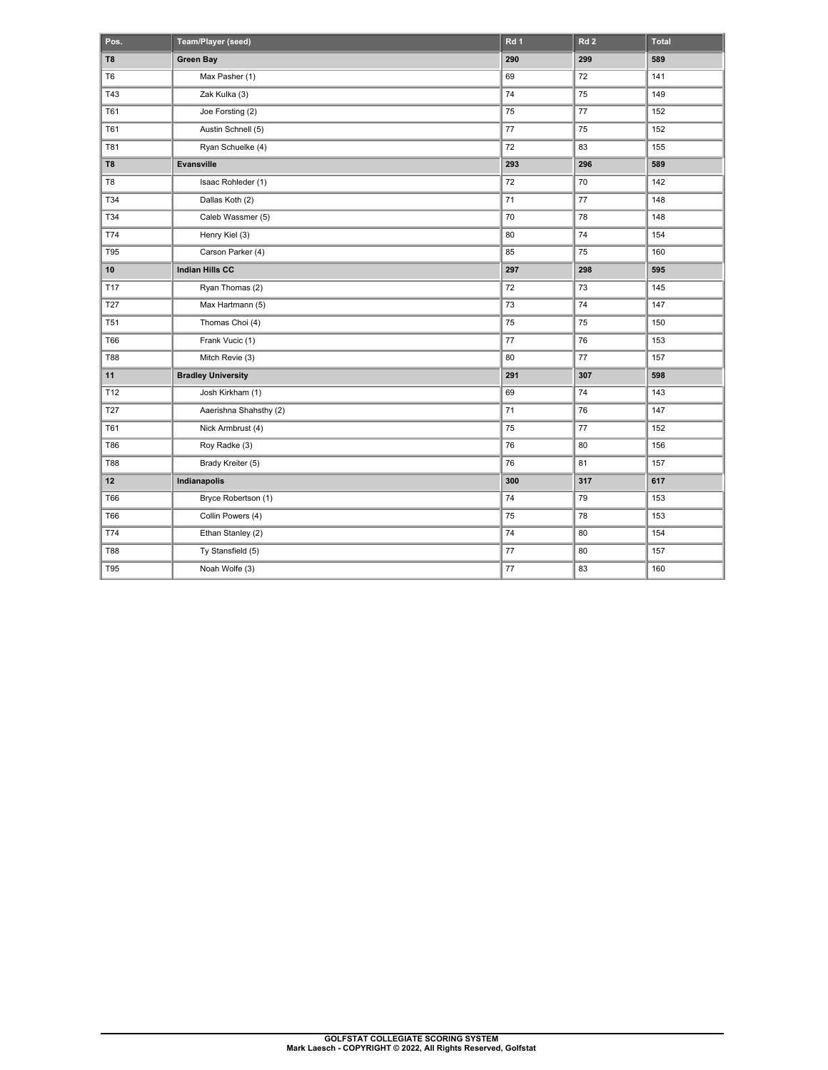| Pos. | Team/Player (seed) | Rd 1 | Rd 2 | Total |
|---|---|---|---|---|
| **T8** | **Green Bay** | **290** | **299** | **589** |
| T6 | Max Pasher (1) | 69 | 72 | 141 |
| T43 | Zak Kulka (3) | 74 | 75 | 149 |
| T61 | Joe Forsting (2) | 75 | 77 | 152 |
| T61 | Austin Schnell (5) | 77 | 75 | 152 |
| T81 | Ryan Schuelke (4) | 72 | 83 | 155 |
| **T8** | **Evansville** | **293** | **296** | **589** |
| T8 | Isaac Rohleder (1) | 72 | 70 | 142 |
| T34 | Dallas Koth (2) | 71 | 77 | 148 |
| T34 | Caleb Wassmer (5) | 70 | 78 | 148 |
| T74 | Henry Kiel (3) | 80 | 74 | 154 |
| T95 | Carson Parker (4) | 85 | 75 | 160 |
| **10** | **Indian Hills CC** | **297** | **298** | **595** |
| T17 | Ryan Thomas (2) | 72 | 73 | 145 |
| T27 | Max Hartmann (5) | 73 | 74 | 147 |
| T51 | Thomas Choi (4) | 75 | 75 | 150 |
| T66 | Frank Vucic (1) | 77 | 76 | 153 |
| T88 | Mitch Revie (3) | 80 | 77 | 157 |
| **11** | **Bradley University** | **291** | **307** | **598** |
| T12 | Josh Kirkham (1) | 69 | 74 | 143 |
| T27 | Aaerishna Shahsthy (2) | 71 | 76 | 147 |
| T61 | Nick Armbrust (4) | 75 | 77 | 152 |
| T86 | Roy Radke (3) | 76 | 80 | 156 |
| T88 | Brady Kreiter (5) | 76 | 81 | 157 |
| **12** | **Indianapolis** | **300** | **317** | **617** |
| T66 | Bryce Robertson (1) | 74 | 79 | 153 |
| T66 | Collin Powers (4) | 75 | 78 | 153 |
| T74 | Ethan Stanley (2) | 74 | 80 | 154 |
| T88 | Ty Stansfield (5) | 77 | 80 | 157 |
| T95 | Noah Wolfe (3) | 77 | 83 | 160 |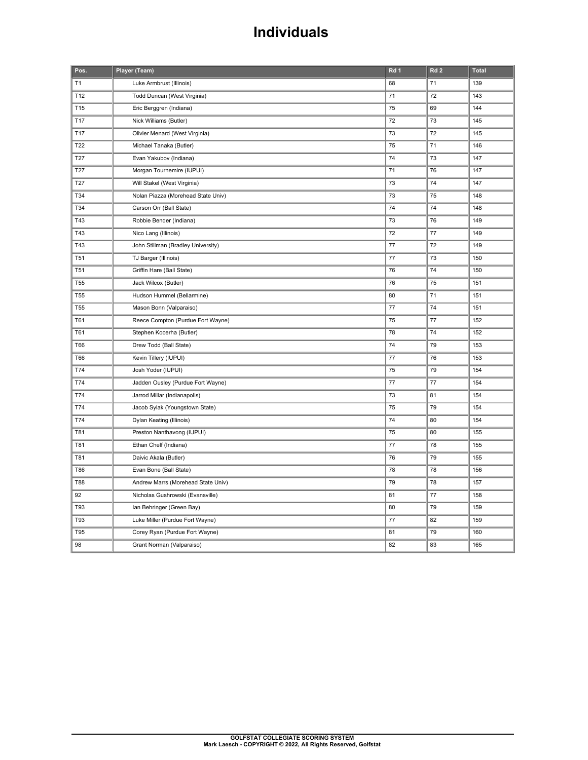# Individuals

| Pos. | Player (Team) | Rd 1 | Rd 2 | Total |
|---|---|---|---|---|
| T1 | Luke Armbrust (Illinois) | 68 | 71 | 139 |
| T12 | Todd Duncan (West Virginia) | 71 | 72 | 143 |
| T15 | Eric Berggren (Indiana) | 75 | 69 | 144 |
| T17 | Nick Williams (Butler) | 72 | 73 | 145 |
| T17 | Olivier Menard (West Virginia) | 73 | 72 | 145 |
| T22 | Michael Tanaka (Butler) | 75 | 71 | 146 |
| T27 | Evan Yakubov (Indiana) | 74 | 73 | 147 |
| T27 | Morgan Tournemire (IUPUI) | 71 | 76 | 147 |
| T27 | Will Stakel (West Virginia) | 73 | 74 | 147 |
| T34 | Nolan Piazza (Morehead State Univ) | 73 | 75 | 148 |
| T34 | Carson Orr (Ball State) | 74 | 74 | 148 |
| T43 | Robbie Bender (Indiana) | 73 | 76 | 149 |
| T43 | Nico Lang (Illinois) | 72 | 77 | 149 |
| T43 | John Stillman (Bradley University) | 77 | 72 | 149 |
| T51 | TJ Barger (Illinois) | 77 | 73 | 150 |
| T51 | Griffin Hare (Ball State) | 76 | 74 | 150 |
| T55 | Jack Wilcox (Butler) | 76 | 75 | 151 |
| T55 | Hudson Hummel (Bellarmine) | 80 | 71 | 151 |
| T55 | Mason Bonn (Valparaiso) | 77 | 74 | 151 |
| T61 | Reece Compton (Purdue Fort Wayne) | 75 | 77 | 152 |
| T61 | Stephen Kocerha (Butler) | 78 | 74 | 152 |
| T66 | Drew Todd (Ball State) | 74 | 79 | 153 |
| T66 | Kevin Tillery (IUPUI) | 77 | 76 | 153 |
| T74 | Josh Yoder (IUPUI) | 75 | 79 | 154 |
| T74 | Jadden Ousley (Purdue Fort Wayne) | 77 | 77 | 154 |
| T74 | Jarrod Millar (Indianapolis) | 73 | 81 | 154 |
| T74 | Jacob Sylak (Youngstown State) | 75 | 79 | 154 |
| T74 | Dylan Keating (Illinois) | 74 | 80 | 154 |
| T81 | Preston Nanthavong (IUPUI) | 75 | 80 | 155 |
| T81 | Ethan Chelf (Indiana) | 77 | 78 | 155 |
| T81 | Daivic Akala (Butler) | 76 | 79 | 155 |
| T86 | Evan Bone (Ball State) | 78 | 78 | 156 |
| T88 | Andrew Marrs (Morehead State Univ) | 79 | 78 | 157 |
| 92 | Nicholas Gushrowski (Evansville) | 81 | 77 | 158 |
| T93 | Ian Behringer (Green Bay) | 80 | 79 | 159 |
| T93 | Luke Miller (Purdue Fort Wayne) | 77 | 82 | 159 |
| T95 | Corey Ryan (Purdue Fort Wayne) | 81 | 79 | 160 |
| 98 | Grant Norman (Valparaiso) | 82 | 83 | 165 |